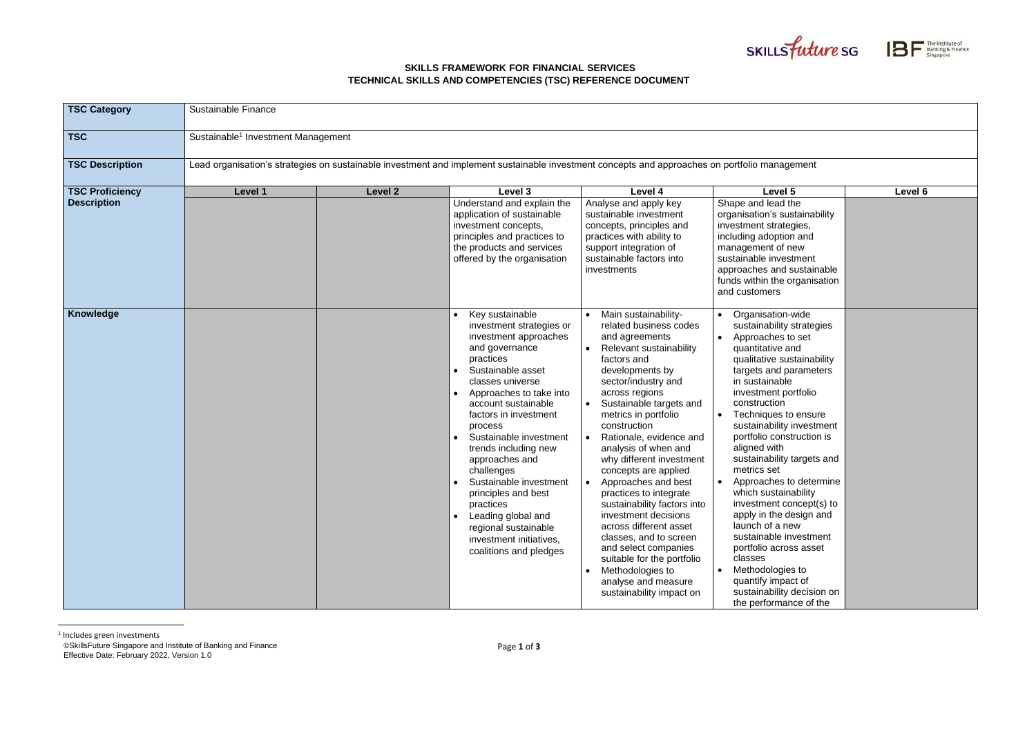**SKILLS FRAMEWORK FOR FINANCIAL SERVICES**
**TECHNICAL SKILLS AND COMPETENCIES (TSC) REFERENCE DOCUMENT**

| **TSC Category** | Sustainable Finance | | | | | |
|---|---|---|---|---|---|---|
| **TSC** | Sustainable[1] Investment Management | | | | | |
| **TSC Description** | Lead organisation's strategies on sustainable investment and implement sustainable investment concepts and approaches on portfolio management | | | | | |
| **TSC Proficiency Description** | **Level 1** | **Level 2** | **Level 3** | **Level 4** | **Level 5** | **Level 6** |
| | | | Understand and explain the application of sustainable investment concepts, principles and practices to the products and services offered by the organisation | Analyse and apply key sustainable investment concepts, principles and practices with ability to support integration of sustainable factors into investments | Shape and lead the organisation's sustainability investment strategies, including adoption and management of new sustainable investment approaches and sustainable funds within the organisation and customers | |
| **Knowledge** | | | • Key sustainable investment strategies or investment approaches and governance practices<br>• Sustainable asset classes universe<br>• Approaches to take into account sustainable factors in investment process<br>• Sustainable investment trends including new approaches and challenges<br>• Sustainable investment principles and best practices<br>• Leading global and regional sustainable investment initiatives, coalitions and pledges | • Main sustainability-related business codes and agreements<br>• Relevant sustainability factors and developments by sector/industry and across regions<br>• Sustainable targets and metrics in portfolio construction<br>• Rationale, evidence and analysis of when and why different investment concepts are applied<br>• Approaches and best practices to integrate sustainability factors into investment decisions across different asset classes, and to screen and select companies suitable for the portfolio<br>• Methodologies to analyse and measure sustainability impact on | • Organisation-wide sustainability strategies<br>• Approaches to set quantitative and qualitative sustainability targets and parameters in sustainable investment portfolio construction<br>• Techniques to ensure sustainability investment portfolio construction is aligned with sustainability targets and metrics set<br>• Approaches to determine which sustainability investment concept(s) to apply in the design and launch of a new sustainable investment portfolio across asset classes<br>• Methodologies to quantify impact of sustainability decision on the performance of the | |

[1] Includes green investments

©SkillsFuture Singapore and Institute of Banking and Finance
Effective Date: February 2022, Version 1.0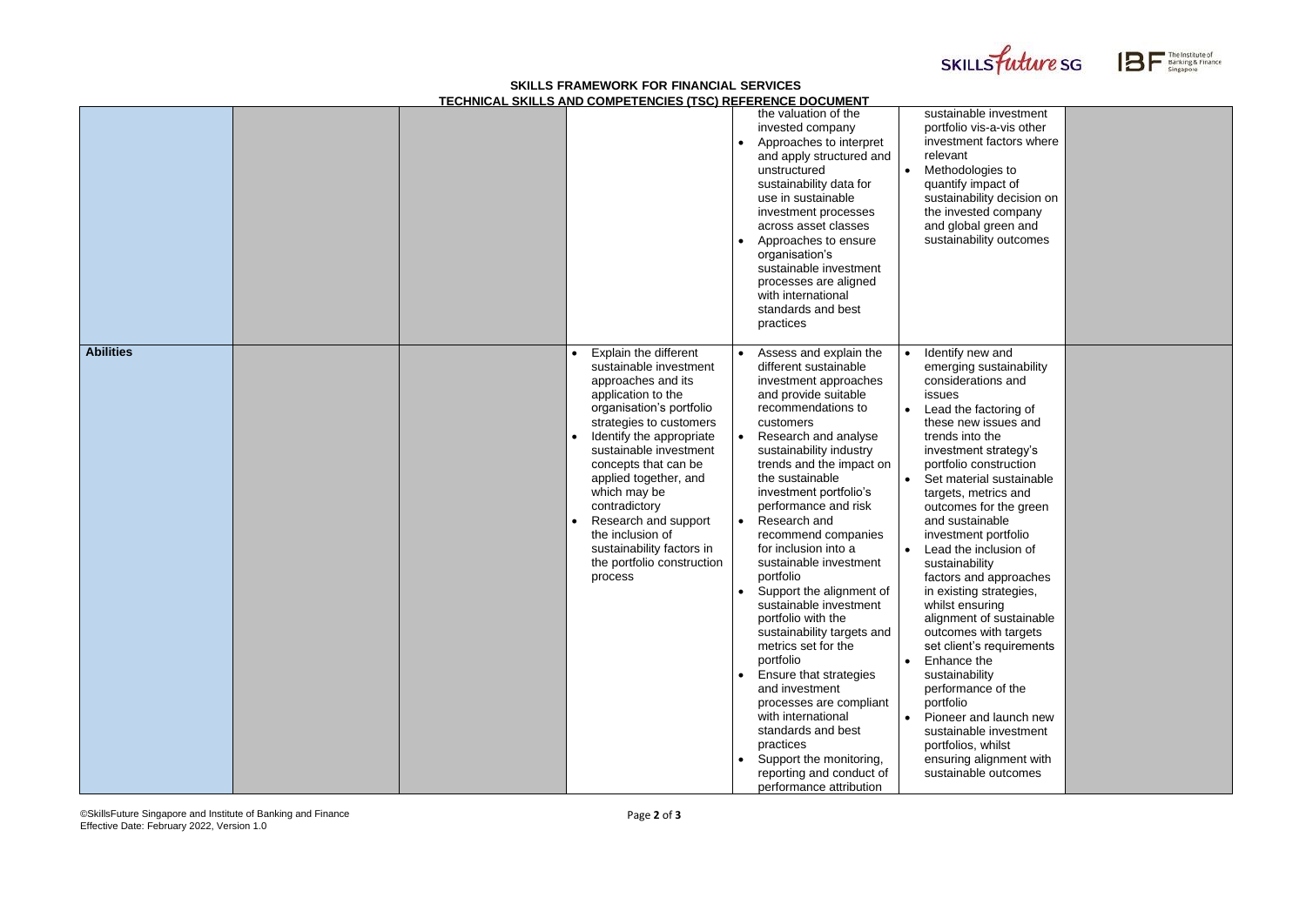**SKILLS FRAMEWORK FOR FINANCIAL SERVICES**
**TECHNICAL SKILLS AND COMPETENCIES (TSC) REFERENCE DOCUMENT**

| | | | | | | |
|---|---|---|---|---|---|---|
| | | | | the valuation of the invested company<br>• Approaches to interpret and apply structured and unstructured sustainability data for use in sustainable investment processes across asset classes<br>• Approaches to ensure organisation's sustainable investment processes are aligned with international standards and best practices | sustainable investment portfolio vis-a-vis other investment factors where relevant<br>• Methodologies to quantify impact of sustainability decision on the invested company and global green and sustainability outcomes | |
| **Abilities** | | | • Explain the different sustainable investment approaches and its application to the organisation's portfolio strategies to customers<br>• Identify the appropriate sustainable investment concepts that can be applied together, and which may be contradictory<br>• Research and support the inclusion of sustainability factors in the portfolio construction process | • Assess and explain the different sustainable investment approaches and provide suitable recommendations to customers<br>• Research and analyse sustainability industry trends and the impact on the sustainable investment portfolio's performance and risk<br>• Research and recommend companies for inclusion into a sustainable investment portfolio<br>• Support the alignment of sustainable investment portfolio with the sustainability targets and metrics set for the portfolio<br>• Ensure that strategies and investment processes are compliant with international standards and best practices<br>• Support the monitoring, reporting and conduct of performance attribution | • Identify new and emerging sustainability considerations and issues<br>• Lead the factoring of these new issues and trends into the investment strategy's portfolio construction<br>• Set material sustainable targets, metrics and outcomes for the green and sustainable investment portfolio<br>• Lead the inclusion of sustainability factors and approaches in existing strategies, whilst ensuring alignment of sustainable outcomes with targets set client's requirements<br>• Enhance the sustainability performance of the portfolio<br>• Pioneer and launch new sustainable investment portfolios, whilst ensuring alignment with sustainable outcomes | |

©SkillsFuture Singapore and Institute of Banking and Finance
Effective Date: February 2022, Version 1.0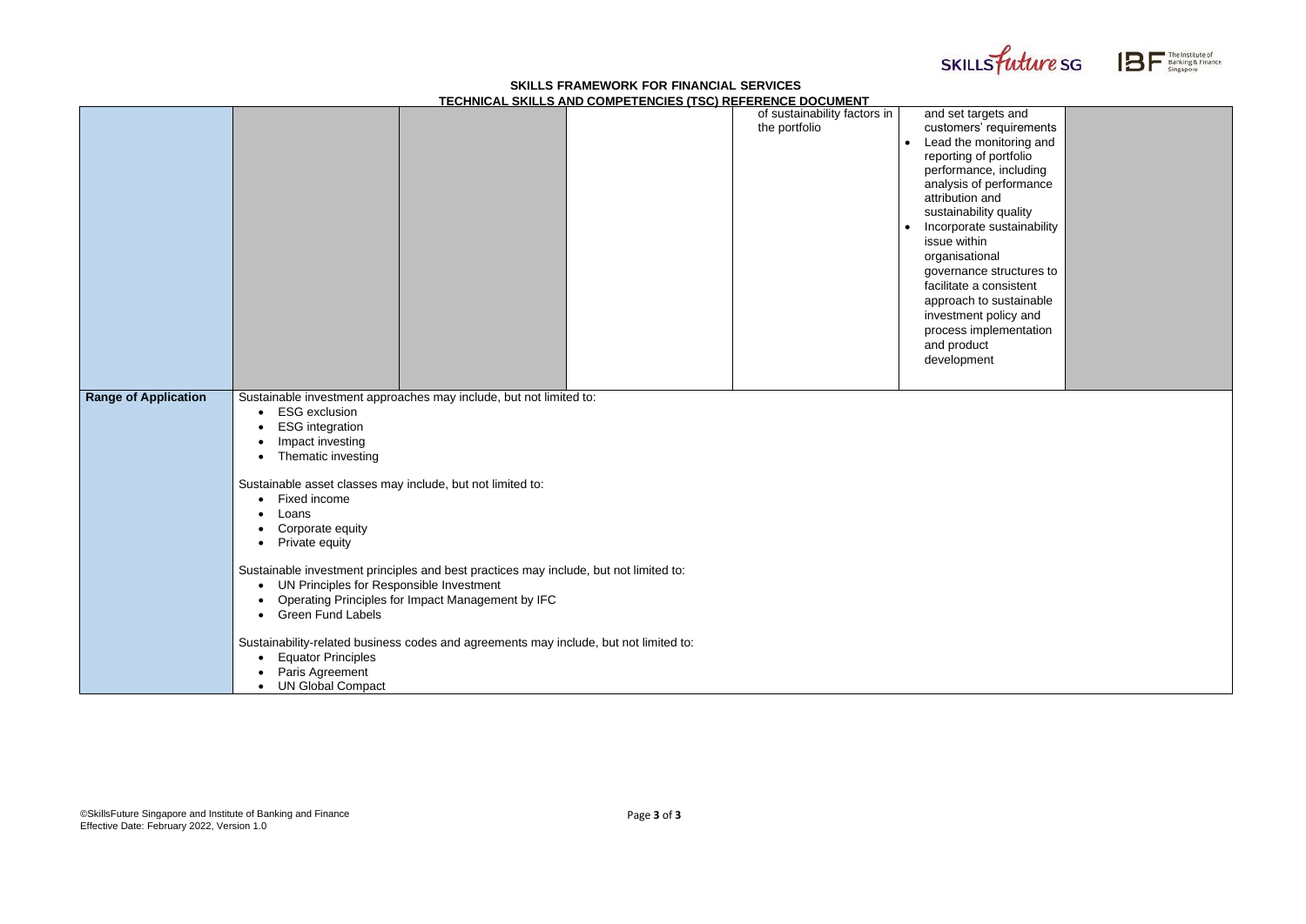| | | | | | | | |
|---|---|---|---|---|---|---|---|
| | | | | of sustainability factors in the portfolio | and set targets and customers' requirements<br>• Lead the monitoring and reporting of portfolio performance, including analysis of performance attribution and sustainability quality<br>• Incorporate sustainability issue within organisational governance structures to facilitate a consistent approach to sustainable investment policy and process implementation and product development | |
| **Range of Application** | Sustainable investment approaches may include, but not limited to:<br>• ESG exclusion<br>• ESG integration<br>• Impact investing<br>• Thematic investing<br><br>Sustainable asset classes may include, but not limited to:<br>• Fixed income<br>• Loans<br>• Corporate equity<br>• Private equity<br><br>Sustainable investment principles and best practices may include, but not limited to:<br>• UN Principles for Responsible Investment<br>• Operating Principles for Impact Management by IFC<br>• Green Fund Labels<br><br>Sustainability-related business codes and agreements may include, but not limited to:<br>• Equator Principles<br>• Paris Agreement<br>• UN Global Compact | | | | | | |

©SkillsFuture Singapore and Institute of Banking and Finance
Effective Date: February 2022, Version 1.0